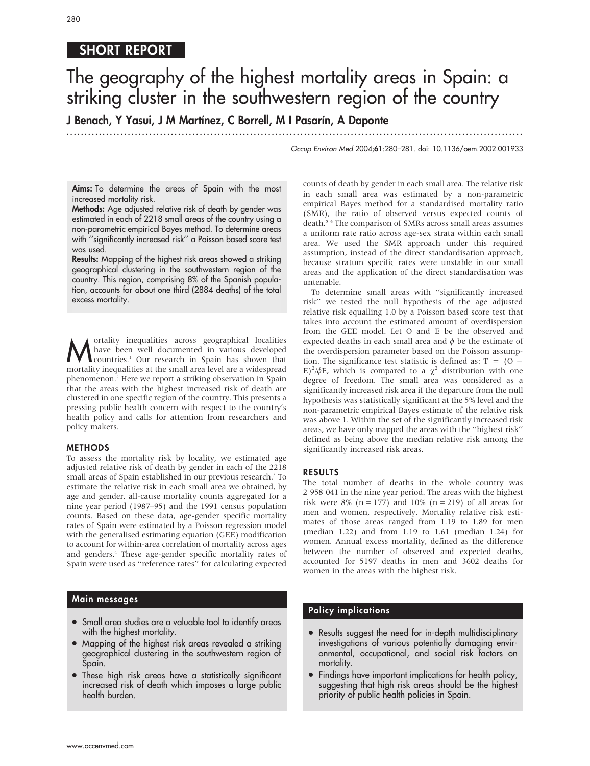SHORT REPORT

# The geography of the highest mortality areas in Spain: a striking cluster in the southwestern region of the country

**J Benach, Y Yasui, J M Martínez, C Borrell, M I Pasarín, A Daponte**

*Occup Environ Med* 2004;**61**:280–281. doi: 10.1136/oem.2002.001933

**Aims:** To determine the areas of Spain with the most increased mortality risk.

**Methods:** Age adjusted relative risk of death by gender was estimated in each of 2218 small areas of the country using a non-parametric empirical Bayes method. To determine areas with "significantly increased risk" a Poisson based score test was used.

**Results:** Mapping of the highest risk areas showed a striking geographical clustering in the southwestern region of the country. This region, comprising 8% of the Spanish population, accounts for about one third (2884 deaths) of the total excess mortality.

Mortality inequalities across geographical localities have been well documented in various developed countries.[1] Our research in Spain has shown that mortality inequalities at the small area level are a widespread phenomenon.[2] Here we report a striking observation in Spain that the areas with the highest increased risk of death are clustered in one specific region of the country. This presents a pressing public health concern with respect to the country's health policy and calls for attention from researchers and policy makers.

## METHODS

To assess the mortality risk by locality, we estimated age adjusted relative risk of death by gender in each of the 2218 small areas of Spain established in our previous research.[3] To estimate the relative risk in each small area we obtained, by age and gender, all-cause mortality counts aggregated for a nine year period (1987–95) and the 1991 census population counts. Based on these data, age-gender specific mortality rates of Spain were estimated by a Poisson regression model with the generalised estimating equation (GEE) modification to account for within-area correlation of mortality across ages and genders.[4] These age-gender specific mortality rates of Spain were used as "reference rates" for calculating expected counts of death by gender in each small area. The relative risk in each small area was estimated by a non-parametric empirical Bayes method for a standardised mortality ratio (SMR), the ratio of observed versus expected counts of death.[5,6] The comparison of SMRs across small areas assumes a uniform rate ratio across age-sex strata within each small area. We used the SMR approach under this required assumption, instead of the direct standardisation approach, because stratum specific rates were unstable in our small areas and the application of the direct standardisation was untenable.

To determine small areas with "significantly increased risk" we tested the null hypothesis of the age adjusted relative risk equalling 1.0 by a Poisson based score test that takes into account the estimated amount of overdispersion from the GEE model. Let O and E be the observed and expected deaths in each small area and $\phi$ be the estimate of the overdispersion parameter based on the Poisson assumption. The significance test statistic is defined as: $T = (O - E)^2/\phi E$, which is compared to a $\chi^2$ distribution with one degree of freedom. The small area was considered as a significantly increased risk area if the departure from the null hypothesis was statistically significant at the 5% level and the non-parametric empirical Bayes estimate of the relative risk was above 1. Within the set of the significantly increased risk areas, we have only mapped the areas with the "highest risk" defined as being above the median relative risk among the significantly increased risk areas.

## RESULTS

The total number of deaths in the whole country was 2 958 041 in the nine year period. The areas with the highest risk were 8% (n = 177) and 10% (n = 219) of all areas for men and women, respectively. Mortality relative risk estimates of those areas ranged from 1.19 to 1.89 for men (median 1.22) and from 1.19 to 1.61 (median 1.24) for women. Annual excess mortality, defined as the difference between the number of observed and expected deaths, accounted for 5197 deaths in men and 3602 deaths for women in the areas with the highest risk.

### Main messages

- Small area studies are a valuable tool to identify areas with the highest mortality.
- Mapping of the highest risk areas revealed a striking geographical clustering in the southwestern region of Spain.
- These high risk areas have a statistically significant increased risk of death which imposes a large public health burden.

### Policy implications

- Results suggest the need for in-depth multidisciplinary investigations of various potentially damaging environmental, occupational, and social risk factors on mortality.
- Findings have important implications for health policy, suggesting that high risk areas should be the highest priority of public health policies in Spain.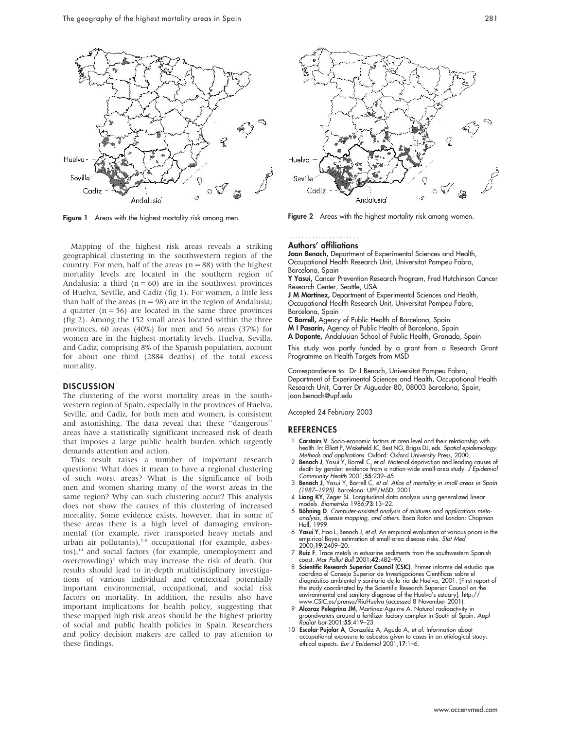Huelva

Seville

Cadiz

Andalusia

**Figure 1** Areas with the highest mortality risk among men.

Huelva

Seville

Cadiz

Andalusia

**Figure 2** Areas with the highest mortality risk among women.

Mapping of the highest risk areas reveals a striking geographical clustering in the southwestern region of the country. For men, half of the areas (n = 88) with the highest mortality levels are located in the southern region of Andalusia; a third (n = 60) are in the southwest provinces of Huelva, Seville, and Cadiz (fig 1). For women, a little less than half of the areas (n = 98) are in the region of Andalusia; a quarter (n = 56) are located in the same three provinces (fig 2). Among the 152 small areas located within the three provinces, 60 areas (40%) for men and 56 areas (37%) for women are in the highest mortality levels. Huelva, Sevilla, and Cadiz, comprising 8% of the Spanish population, account for about one third (2884 deaths) of the total excess mortality.

## DISCUSSION

The clustering of the worst mortality areas in the southwestern region of Spain, especially in the provinces of Huelva, Seville, and Cadiz, for both men and women, is consistent and astonishing. The data reveal that these "dangerous" areas have a statistically significant increased risk of death that imposes a large public health burden which urgently demands attention and action.

This result raises a number of important research questions: What does it mean to have a regional clustering of such worst areas? What is the significance of both men and women sharing many of the worst areas in the same region? Why can such clustering occur? This analysis does not show the causes of this clustering of increased mortality. Some evidence exists, however, that in some of these areas there is a high level of damaging environmental (for example, river transported heavy metals and urban air pollutants),[7–9] occupational (for example, asbestos),[10] and social factors (for example, unemployment and overcrowding)[2] which may increase the risk of death. Our results should lead to in-depth multidisciplinary investigations of various individual and contextual potentially important environmental, occupational, and social risk factors on mortality. In addition, the results also have important implications for health policy, suggesting that these mapped high risk areas should be the highest priority of social and public health policies in Spain. Researchers and policy decision makers are called to pay attention to these findings.

### Authors' affiliations

**Joan Benach,** Department of Experimental Sciences and Health, Occupational Health Research Unit, Universitat Pompeu Fabra, Barcelona, Spain

**Y Yasui,** Cancer Prevention Research Program, Fred Hutchinson Cancer Research Center, Seattle, USA

**J M Martínez,** Department of Experimental Sciences and Health, Occupational Health Research Unit, Universitat Pompeu Fabra, Barcelona, Spain

**C Borrell,** Agency of Public Health of Barcelona, Spain

**M I Pasarín,** Agency of Public Health of Barcelona, Spain

**A Daponte,** Andalusian School of Public Health, Granada, Spain

This study was partly funded by a grant from a Research Grant Programme on Health Targets from MSD

Correspondence to: Dr J Benach, Universitat Pompeu Fabra, Department of Experimental Sciences and Health, Occupational Health Research Unit, Carrer Dr Aiguader 80, 08003 Barcelona, Spain; joan.benach@upf.edu

Accepted 24 February 2003

## REFERENCES

1. **Carstairs V**. Socio-economic factors at area level and their relationship with health. In: Elliott P, Wakefield JC, Best NG, Brigss DJ, eds. *Spatial epidemiology. Methods and applications*. Oxford: Oxford University Press, 2000.
2. **Benach J**, Yasui Y, Borrell C, *et al*. Material deprivation and leading causes of death by gender: evidence from a nation-wide small-area study. *J Epidemiol Community Health* 2001;**55**:239–45.
3. **Benach J**, Yasui Y, Borrell C, *et al*. *Atlas of mortality in small areas in Spain (1987–1995)*. Barcelona: UPF/MSD, 2001.
4. **Liang KY**, Zeger SL. Longitudinal data analysis using generalized linear models. *Biometrika* 1986;**73**:13–22.
5. **Böhning D**. *Computer-assisted analysis of mixtures and applications meta-analysis, disease mapping, and others*. Boca Raton and London: Chapman Hall, 1999.
6. **Yasui Y**, Hao L, Benach J, *et al*. An empirical evaluation of various priors in the empirical Bayes estimation of small-area disease risks. *Stat Med* 2000;**19**:2409–20.
7. **Ruiz F**. Trace metals in estuarine sediments from the southwestern Spanish coast. *Mar Pollut Bull* 2001;**42**:482–90.
8. **Scientific Research Superior Council (CSIC)**. Primer informe del estudio que coordina el Consejo Superior de Investigaciones Científicas sobre el diagnóstico ambiental y sanitario de la ría de Huelva, 2001. [First report of the study coordinated by the Scientific Research Superior Council on the environmental and sanitary diagnose of the Huelva's estuary]. http://www.CSIC.es/prensa/RiaHuelva (accessed 8 November 2001).
9. **Alcaraz Pelegrina JM**, Martinez-Aguirre A. Natural radioactivity in groundwaters around a fertilizer factory complex in South of Spain. *Appl Radiat Isot* 2001;**55**:419–23.
10. **Escolar Pujolar A**, Gonzaléz A, Agudo A, *et al*. Information about occupational exposure to asbestos given to cases in an etiological study: ethical aspects. *Eur J Epidemiol* 2001;**17**:1–6.